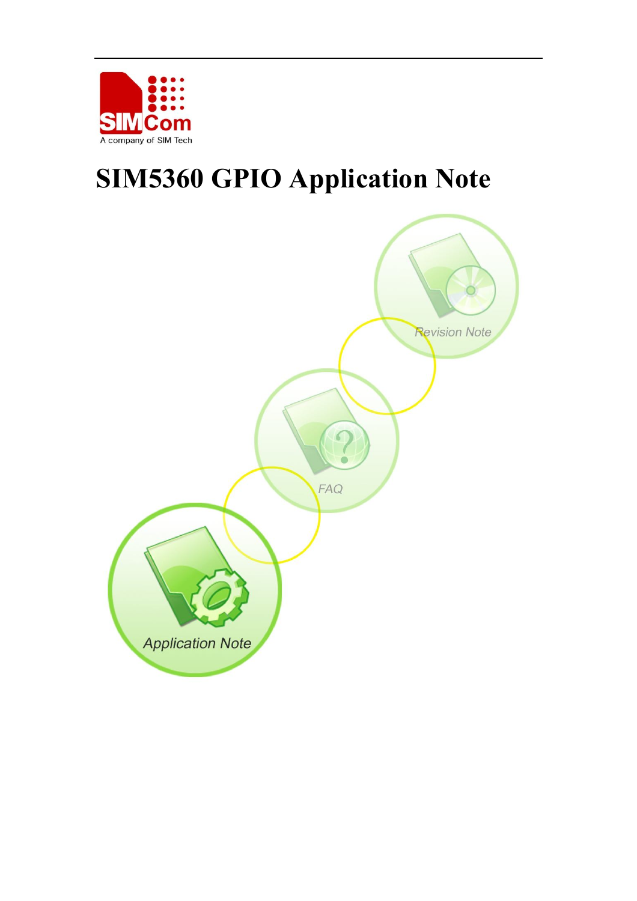# SIM5360 GPIO Application Note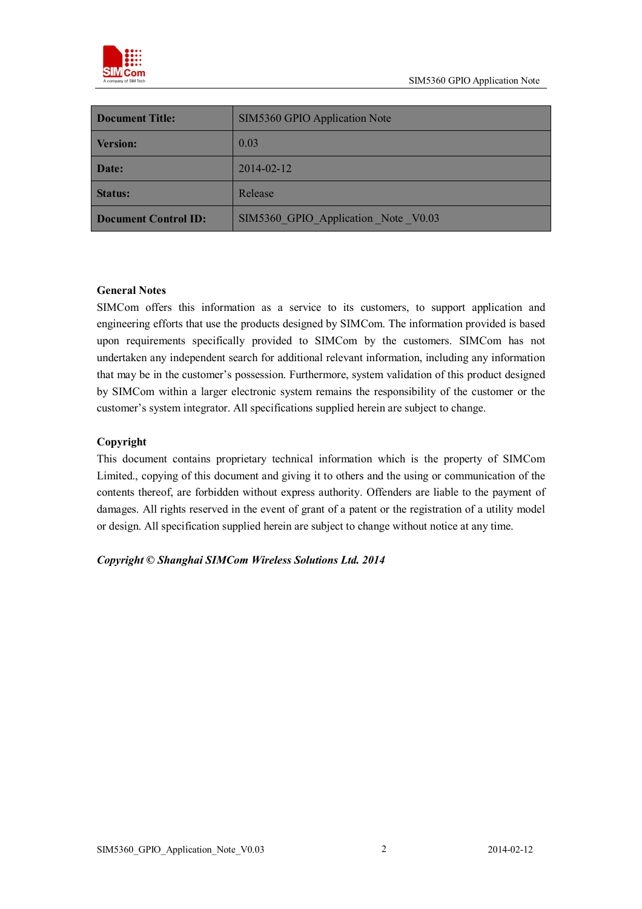| Document Title: | SIM5360 GPIO Application Note |
|---|---|
| Version: | 0.03 |
| Date: | 2014-02-12 |
| Status: | Release |
| Document Control ID: | SIM5360_GPIO_Application _Note _V0.03 |

**General Notes**

SIMCom offers this information as a service to its customers, to support application and engineering efforts that use the products designed by SIMCom. The information provided is based upon requirements specifically provided to SIMCom by the customers. SIMCom has not undertaken any independent search for additional relevant information, including any information that may be in the customer's possession. Furthermore, system validation of this product designed by SIMCom within a larger electronic system remains the responsibility of the customer or the customer's system integrator. All specifications supplied herein are subject to change.

**Copyright**

This document contains proprietary technical information which is the property of SIMCom Limited., copying of this document and giving it to others and the using or communication of the contents thereof, are forbidden without express authority. Offenders are liable to the payment of damages. All rights reserved in the event of grant of a patent or the registration of a utility model or design. All specification supplied herein are subject to change without notice at any time.

***Copyright © Shanghai SIMCom Wireless Solutions Ltd. 2014***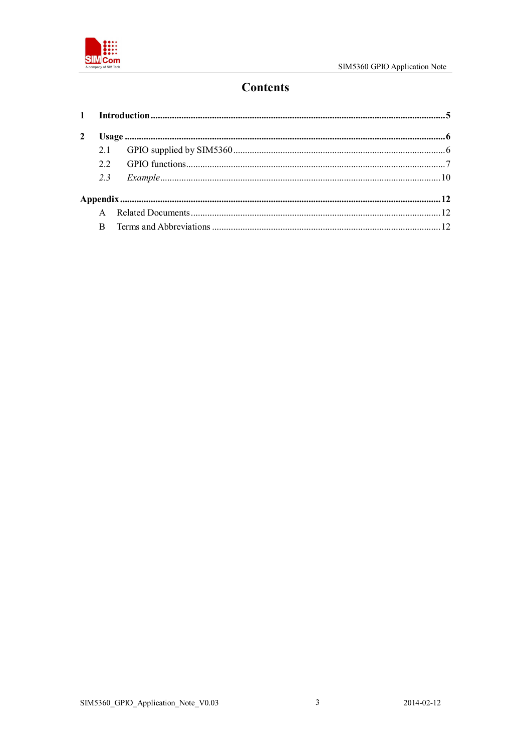# Contents

**1 Introduction ........................................................................................................................... 5**

**2 Usage ........................................................................................................................................ 6**

2.1 GPIO supplied by SIM5360 ..................................................................................... 6

2.2 GPIO functions .......................................................................................................... 7

*2.3 Example* .................................................................................................................. 10

**Appendix ................................................................................................................................... 12**

A Related Documents ...................................................................................................... 12

B Terms and Abbreviations ............................................................................................. 12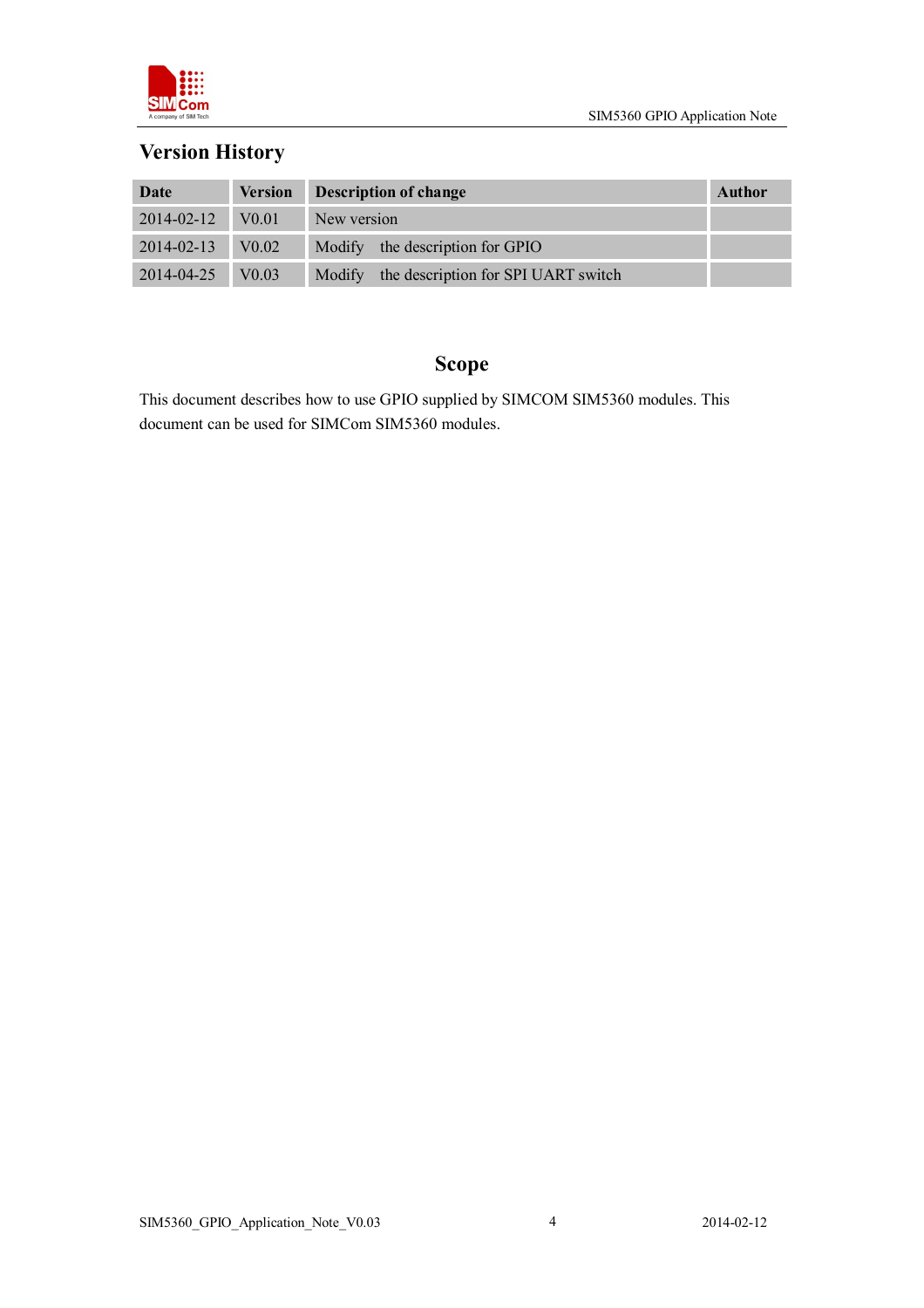## Version History

| Date | Version | Description of change | Author |
|---|---|---|---|
| 2014-02-12 | V0.01 | New version | |
| 2014-02-13 | V0.02 | Modify the description for GPIO | |
| 2014-04-25 | V0.03 | Modify the description for SPI UART switch | |

## Scope

This document describes how to use GPIO supplied by SIMCOM SIM5360 modules. This document can be used for SIMCom SIM5360 modules.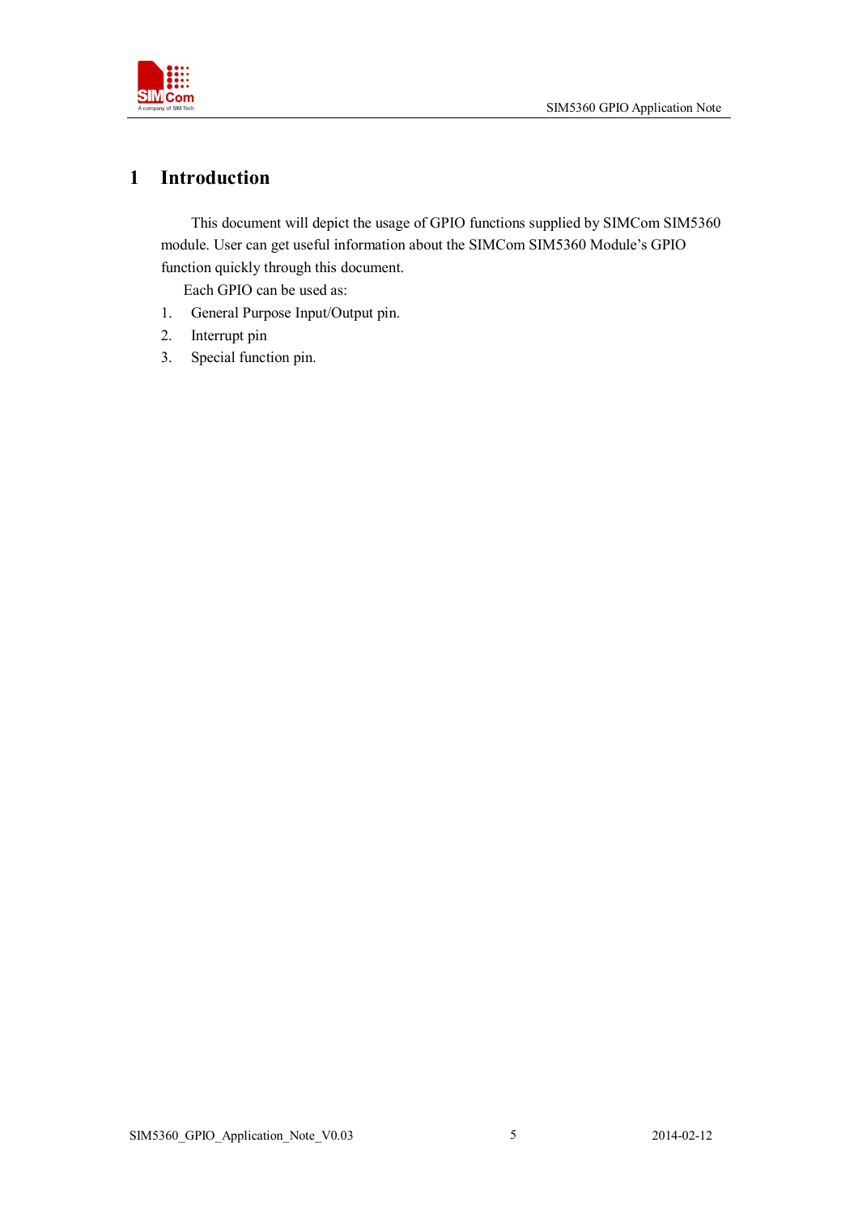# 1 Introduction

This document will depict the usage of GPIO functions supplied by SIMCom SIM5360 module. User can get useful information about the SIMCom SIM5360 Module's GPIO function quickly through this document.

Each GPIO can be used as:

1. General Purpose Input/Output pin.
2. Interrupt pin
3. Special function pin.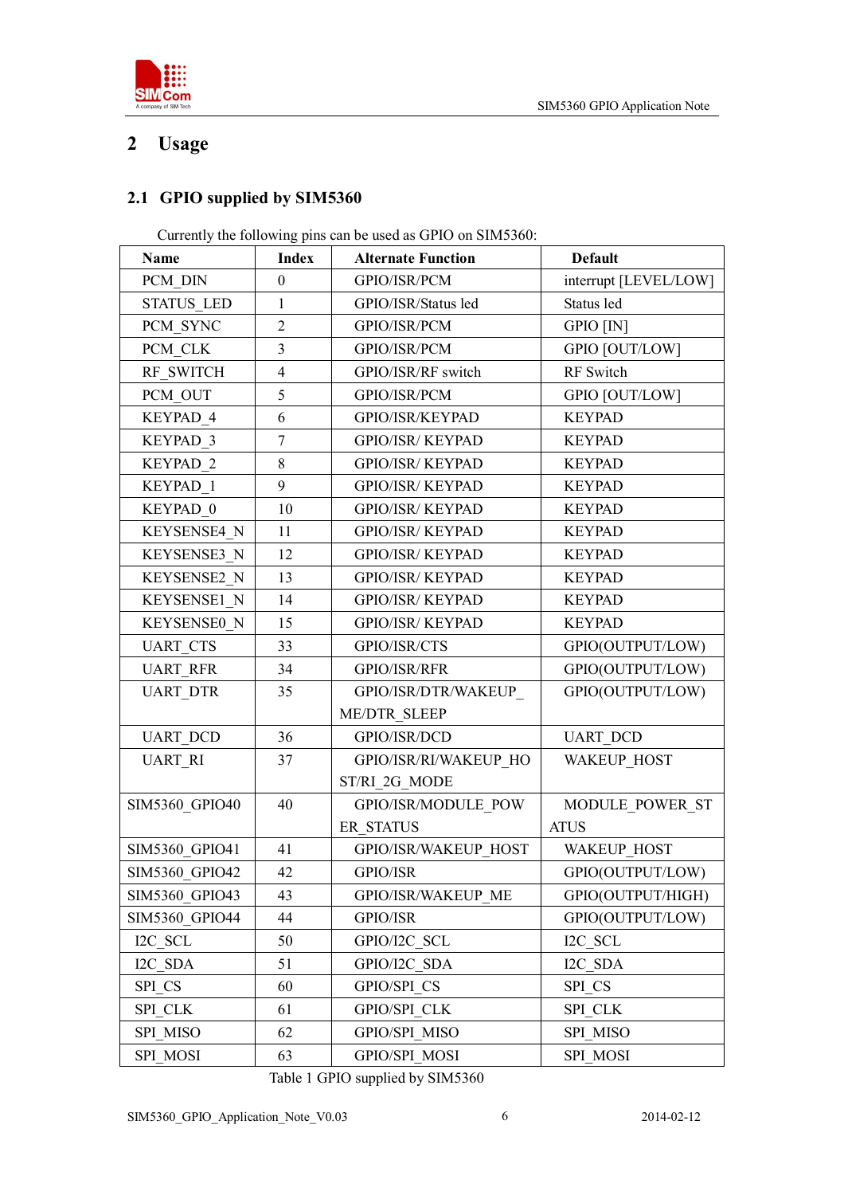# 2 Usage

## 2.1 GPIO supplied by SIM5360

Currently the following pins can be used as GPIO on SIM5360:

| Name | Index | Alternate Function | Default |
|---|---|---|---|
| PCM_DIN | 0 | GPIO/ISR/PCM | interrupt [LEVEL/LOW] |
| STATUS_LED | 1 | GPIO/ISR/Status led | Status led |
| PCM_SYNC | 2 | GPIO/ISR/PCM | GPIO [IN] |
| PCM_CLK | 3 | GPIO/ISR/PCM | GPIO [OUT/LOW] |
| RF_SWITCH | 4 | GPIO/ISR/RF switch | RF Switch |
| PCM_OUT | 5 | GPIO/ISR/PCM | GPIO [OUT/LOW] |
| KEYPAD_4 | 6 | GPIO/ISR/KEYPAD | KEYPAD |
| KEYPAD_3 | 7 | GPIO/ISR/ KEYPAD | KEYPAD |
| KEYPAD_2 | 8 | GPIO/ISR/ KEYPAD | KEYPAD |
| KEYPAD_1 | 9 | GPIO/ISR/ KEYPAD | KEYPAD |
| KEYPAD_0 | 10 | GPIO/ISR/ KEYPAD | KEYPAD |
| KEYSENSE4_N | 11 | GPIO/ISR/ KEYPAD | KEYPAD |
| KEYSENSE3_N | 12 | GPIO/ISR/ KEYPAD | KEYPAD |
| KEYSENSE2_N | 13 | GPIO/ISR/ KEYPAD | KEYPAD |
| KEYSENSE1_N | 14 | GPIO/ISR/ KEYPAD | KEYPAD |
| KEYSENSE0_N | 15 | GPIO/ISR/ KEYPAD | KEYPAD |
| UART_CTS | 33 | GPIO/ISR/CTS | GPIO(OUTPUT/LOW) |
| UART_RFR | 34 | GPIO/ISR/RFR | GPIO(OUTPUT/LOW) |
| UART_DTR | 35 | GPIO/ISR/DTR/WAKEUP_ME/DTR_SLEEP | GPIO(OUTPUT/LOW) |
| UART_DCD | 36 | GPIO/ISR/DCD | UART_DCD |
| UART_RI | 37 | GPIO/ISR/RI/WAKEUP_HOST/RI_2G_MODE | WAKEUP_HOST |
| SIM5360_GPIO40 | 40 | GPIO/ISR/MODULE_POWER_STATUS | MODULE_POWER_STATUS |
| SIM5360_GPIO41 | 41 | GPIO/ISR/WAKEUP_HOST | WAKEUP_HOST |
| SIM5360_GPIO42 | 42 | GPIO/ISR | GPIO(OUTPUT/LOW) |
| SIM5360_GPIO43 | 43 | GPIO/ISR/WAKEUP_ME | GPIO(OUTPUT/HIGH) |
| SIM5360_GPIO44 | 44 | GPIO/ISR | GPIO(OUTPUT/LOW) |
| I2C_SCL | 50 | GPIO/I2C_SCL | I2C_SCL |
| I2C_SDA | 51 | GPIO/I2C_SDA | I2C_SDA |
| SPI_CS | 60 | GPIO/SPI_CS | SPI_CS |
| SPI_CLK | 61 | GPIO/SPI_CLK | SPI_CLK |
| SPI_MISO | 62 | GPIO/SPI_MISO | SPI_MISO |
| SPI_MOSI | 63 | GPIO/SPI_MOSI | SPI_MOSI |

Table 1 GPIO supplied by SIM5360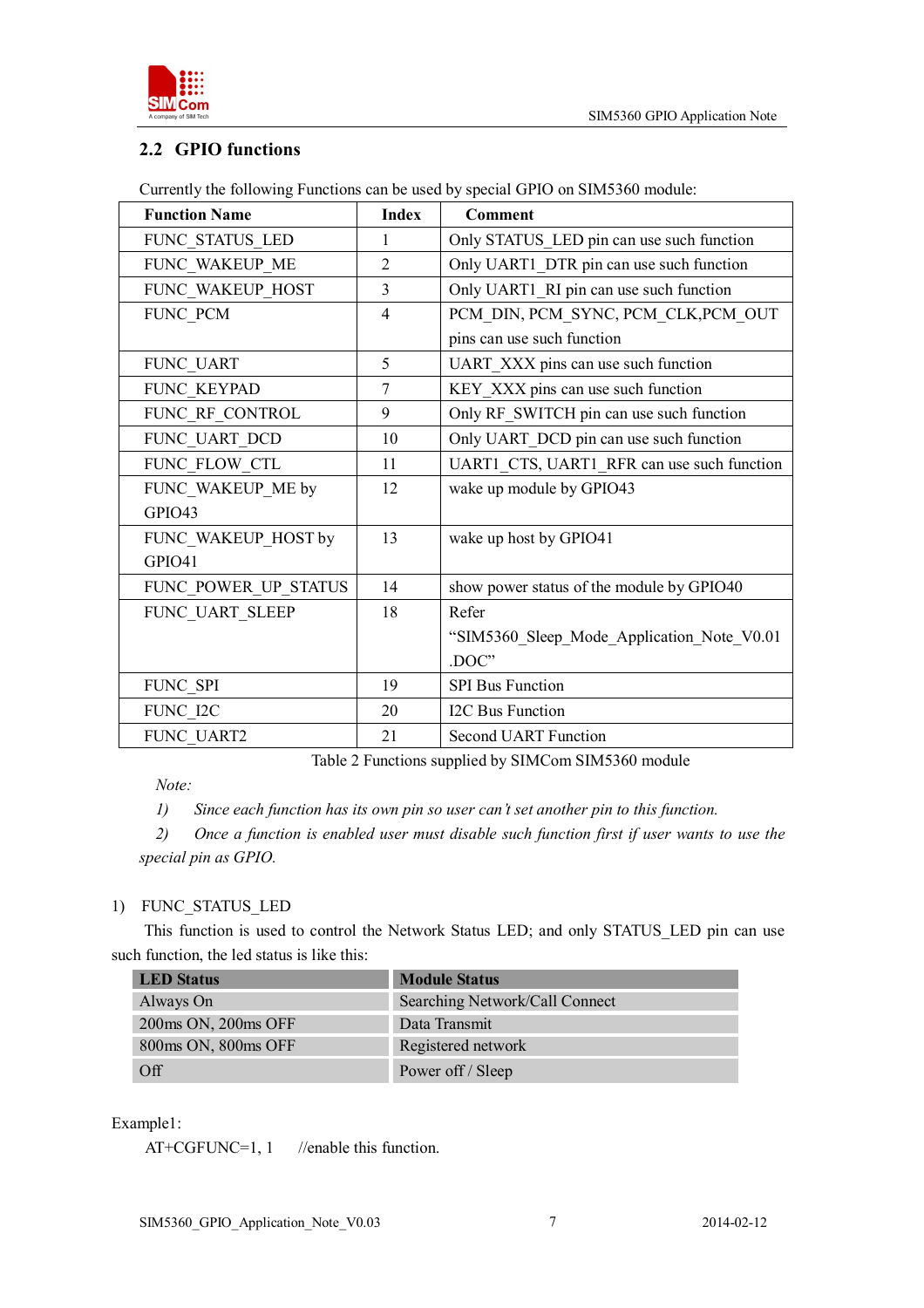## 2.2 GPIO functions

Currently the following Functions can be used by special GPIO on SIM5360 module:

| Function Name | Index | Comment |
|---|---|---|
| FUNC_STATUS_LED | 1 | Only STATUS_LED pin can use such function |
| FUNC_WAKEUP_ME | 2 | Only UART1_DTR pin can use such function |
| FUNC_WAKEUP_HOST | 3 | Only UART1_RI pin can use such function |
| FUNC_PCM | 4 | PCM_DIN, PCM_SYNC, PCM_CLK,PCM_OUT pins can use such function |
| FUNC_UART | 5 | UART_XXX pins can use such function |
| FUNC_KEYPAD | 7 | KEY_XXX pins can use such function |
| FUNC_RF_CONTROL | 9 | Only RF_SWITCH pin can use such function |
| FUNC_UART_DCD | 10 | Only UART_DCD pin can use such function |
| FUNC_FLOW_CTL | 11 | UART1_CTS, UART1_RFR can use such function |
| FUNC_WAKEUP_ME by GPIO43 | 12 | wake up module by GPIO43 |
| FUNC_WAKEUP_HOST by GPIO41 | 13 | wake up host by GPIO41 |
| FUNC_POWER_UP_STATUS | 14 | show power status of the module by GPIO40 |
| FUNC_UART_SLEEP | 18 | Refer "SIM5360_Sleep_Mode_Application_Note_V0.01.DOC" |
| FUNC_SPI | 19 | SPI Bus Function |
| FUNC_I2C | 20 | I2C Bus Function |
| FUNC_UART2 | 21 | Second UART Function |

Table 2 Functions supplied by SIMCom SIM5360 module

*Note:*

*1) Since each function has its own pin so user can't set another pin to this function.*

*2) Once a function is enabled user must disable such function first if user wants to use the special pin as GPIO.*

1) FUNC_STATUS_LED

This function is used to control the Network Status LED; and only STATUS_LED pin can use such function, the led status is like this:

| LED Status | Module Status |
|---|---|
| Always On | Searching Network/Call Connect |
| 200ms ON, 200ms OFF | Data Transmit |
| 800ms ON, 800ms OFF | Registered network |
| Off | Power off / Sleep |

Example1:

```
AT+CGFUNC=1, 1      //enable this function.
```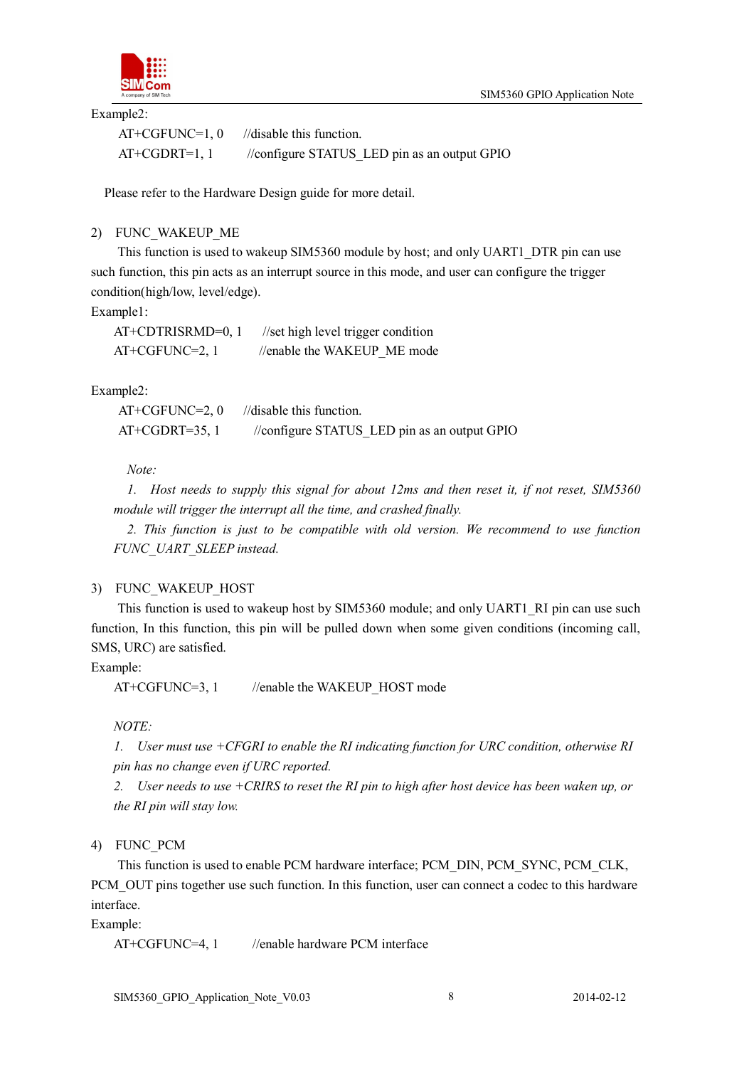Example2:

```
AT+CGFUNC=1, 0      //disable this function.
AT+CGDRT=1, 1       //configure STATUS_LED pin as an output GPIO
```

Please refer to the Hardware Design guide for more detail.

2) FUNC_WAKEUP_ME

This function is used to wakeup SIM5360 module by host; and only UART1_DTR pin can use such function, this pin acts as an interrupt source in this mode, and user can configure the trigger condition(high/low, level/edge).

Example1:

```
AT+CDTRISRMD=0, 1     //set high level trigger condition
AT+CGFUNC=2, 1        //enable the WAKEUP_ME mode
```

Example2:

```
AT+CGFUNC=2, 0      //disable this function.
AT+CGDRT=35, 1      //configure STATUS_LED pin as an output GPIO
```

*Note:*

*1. Host needs to supply this signal for about 12ms and then reset it, if not reset, SIM5360 module will trigger the interrupt all the time, and crashed finally.*

*2. This function is just to be compatible with old version. We recommend to use function FUNC_UART_SLEEP instead.*

3) FUNC_WAKEUP_HOST

This function is used to wakeup host by SIM5360 module; and only UART1_RI pin can use such function, In this function, this pin will be pulled down when some given conditions (incoming call, SMS, URC) are satisfied.

Example:

```
AT+CGFUNC=3, 1      //enable the WAKEUP_HOST mode
```

*NOTE:*

*1. User must use +CFGRI to enable the RI indicating function for URC condition, otherwise RI pin has no change even if URC reported.*

*2. User needs to use +CRIRS to reset the RI pin to high after host device has been waken up, or the RI pin will stay low.*

4) FUNC_PCM

This function is used to enable PCM hardware interface; PCM_DIN, PCM_SYNC, PCM_CLK, PCM_OUT pins together use such function. In this function, user can connect a codec to this hardware interface.

Example:

```
AT+CGFUNC=4, 1      //enable hardware PCM interface
```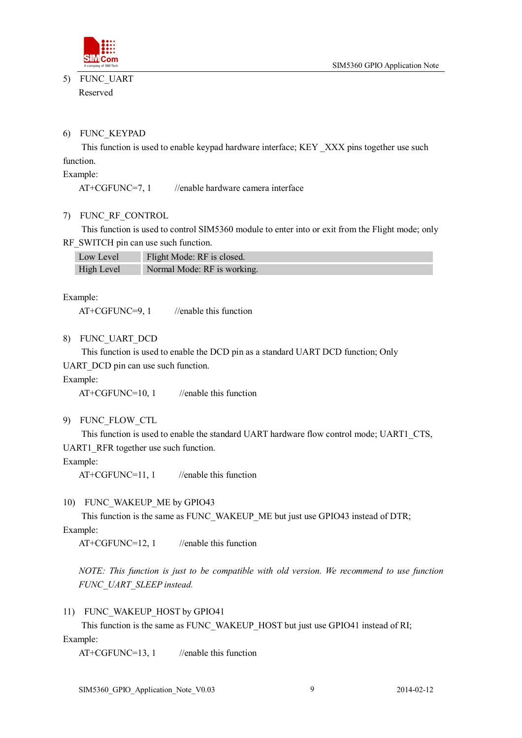5) FUNC_UART

Reserved

6) FUNC_KEYPAD

This function is used to enable keypad hardware interface; KEY _XXX pins together use such function.

Example:

```
AT+CGFUNC=7, 1        //enable hardware camera interface
```

7) FUNC_RF_CONTROL

This function is used to control SIM5360 module to enter into or exit from the Flight mode; only RF_SWITCH pin can use such function.

| Low Level | Flight Mode: RF is closed. |
|---|---|
| High Level | Normal Mode: RF is working. |

Example:

```
AT+CGFUNC=9, 1        //enable this function
```

8) FUNC_UART_DCD

This function is used to enable the DCD pin as a standard UART DCD function; Only UART_DCD pin can use such function.

Example:

```
AT+CGFUNC=10, 1        //enable this function
```

9) FUNC_FLOW_CTL

This function is used to enable the standard UART hardware flow control mode; UART1_CTS, UART1_RFR together use such function.

Example:

```
AT+CGFUNC=11, 1        //enable this function
```

10) FUNC_WAKEUP_ME by GPIO43

This function is the same as FUNC_WAKEUP_ME but just use GPIO43 instead of DTR;

Example:

```
AT+CGFUNC=12, 1        //enable this function
```

*NOTE: This function is just to be compatible with old version. We recommend to use function FUNC_UART_SLEEP instead.*

11) FUNC_WAKEUP_HOST by GPIO41

This function is the same as FUNC_WAKEUP_HOST but just use GPIO41 instead of RI;

Example:

```
AT+CGFUNC=13, 1        //enable this function
```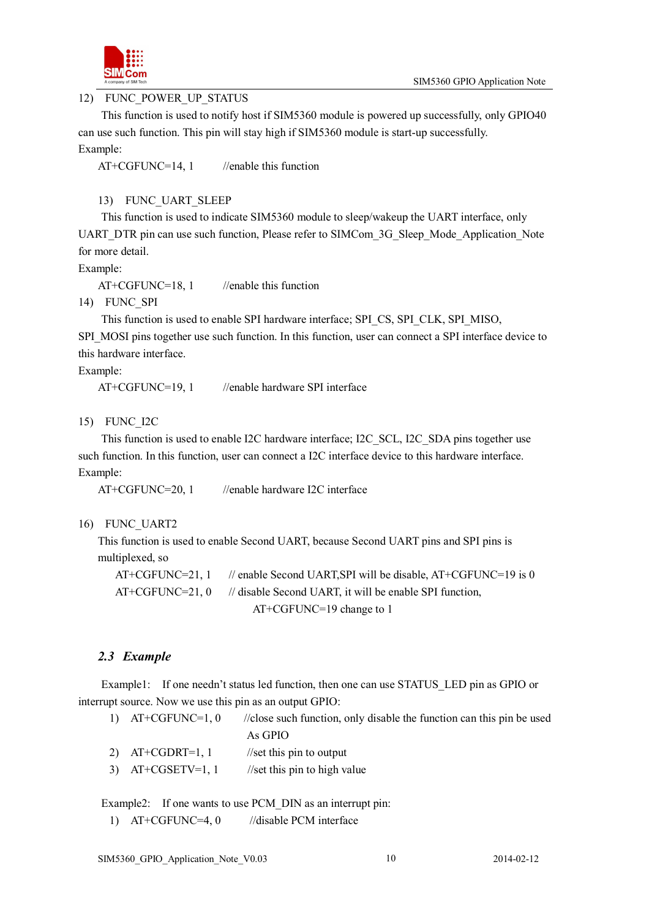12) FUNC_POWER_UP_STATUS

This function is used to notify host if SIM5360 module is powered up successfully, only GPIO40 can use such function. This pin will stay high if SIM5360 module is start-up successfully.

Example:

AT+CGFUNC=14, 1 //enable this function

13) FUNC_UART_SLEEP

This function is used to indicate SIM5360 module to sleep/wakeup the UART interface, only UART_DTR pin can use such function, Please refer to SIMCom_3G_Sleep_Mode_Application_Note for more detail.

Example:

AT+CGFUNC=18, 1 //enable this function

14) FUNC_SPI

This function is used to enable SPI hardware interface; SPI_CS, SPI_CLK, SPI_MISO, SPI_MOSI pins together use such function. In this function, user can connect a SPI interface device to this hardware interface.

Example:

AT+CGFUNC=19, 1 //enable hardware SPI interface

15) FUNC_I2C

This function is used to enable I2C hardware interface; I2C_SCL, I2C_SDA pins together use such function. In this function, user can connect a I2C interface device to this hardware interface.

Example:

AT+CGFUNC=20, 1 //enable hardware I2C interface

16) FUNC_UART2

This function is used to enable Second UART, because Second UART pins and SPI pins is multiplexed, so

AT+CGFUNC=21, 1 // enable Second UART,SPI will be disable, AT+CGFUNC=19 is 0

AT+CGFUNC=21, 0 // disable Second UART, it will be enable SPI function, AT+CGFUNC=19 change to 1

### *2.3 Example*

Example1: If one needn't status led function, then one can use STATUS_LED pin as GPIO or interrupt source. Now we use this pin as an output GPIO:

1) AT+CGFUNC=1, 0 //close such function, only disable the function can this pin be used As GPIO
2) AT+CGDRT=1, 1 //set this pin to output
3) AT+CGSETV=1, 1 //set this pin to high value

Example2: If one wants to use PCM_DIN as an interrupt pin:

1) AT+CGFUNC=4, 0 //disable PCM interface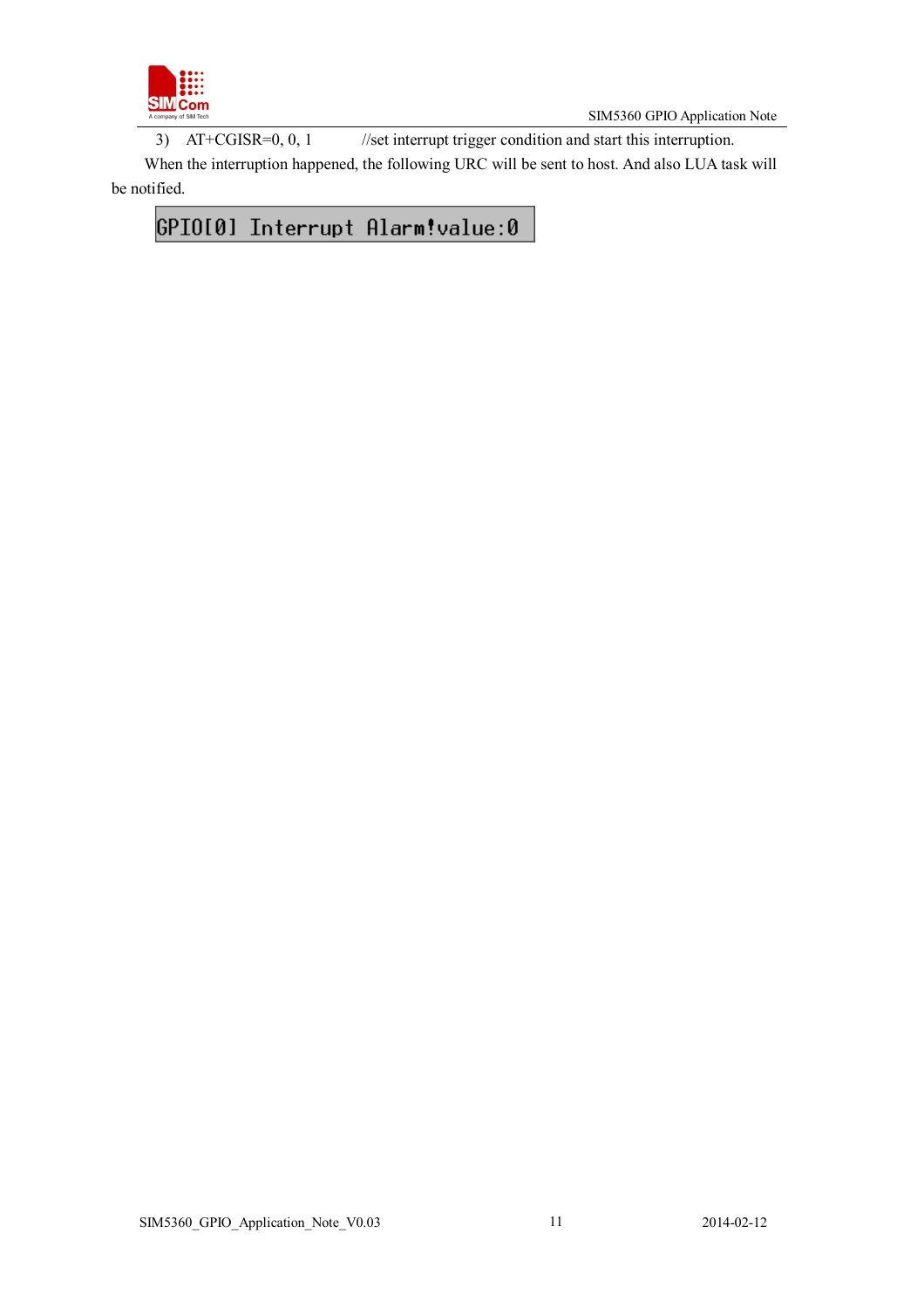3) AT+CGISR=0, 0, 1 //set interrupt trigger condition and start this interruption.

When the interruption happened, the following URC will be sent to host. And also LUA task will be notified.

```
GPIO[0] Interrupt Alarm!value:0
```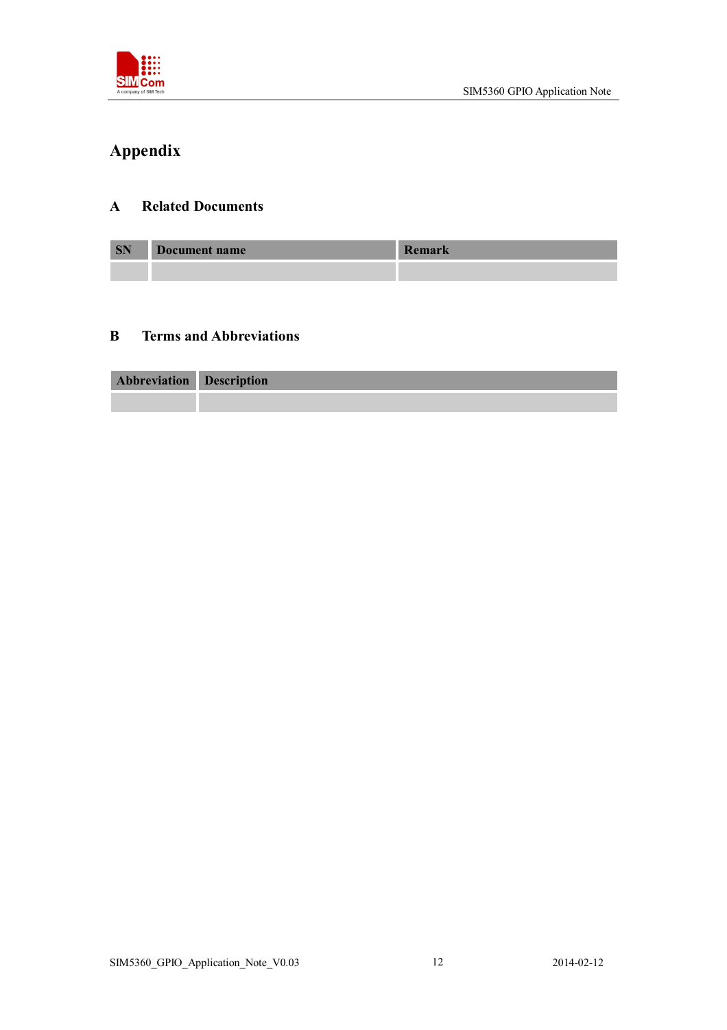# Appendix

## A Related Documents

| SN | Document name | Remark |
| --- | --- | --- |
| | | |

## B Terms and Abbreviations

| Abbreviation | Description |
| --- | --- |
| | |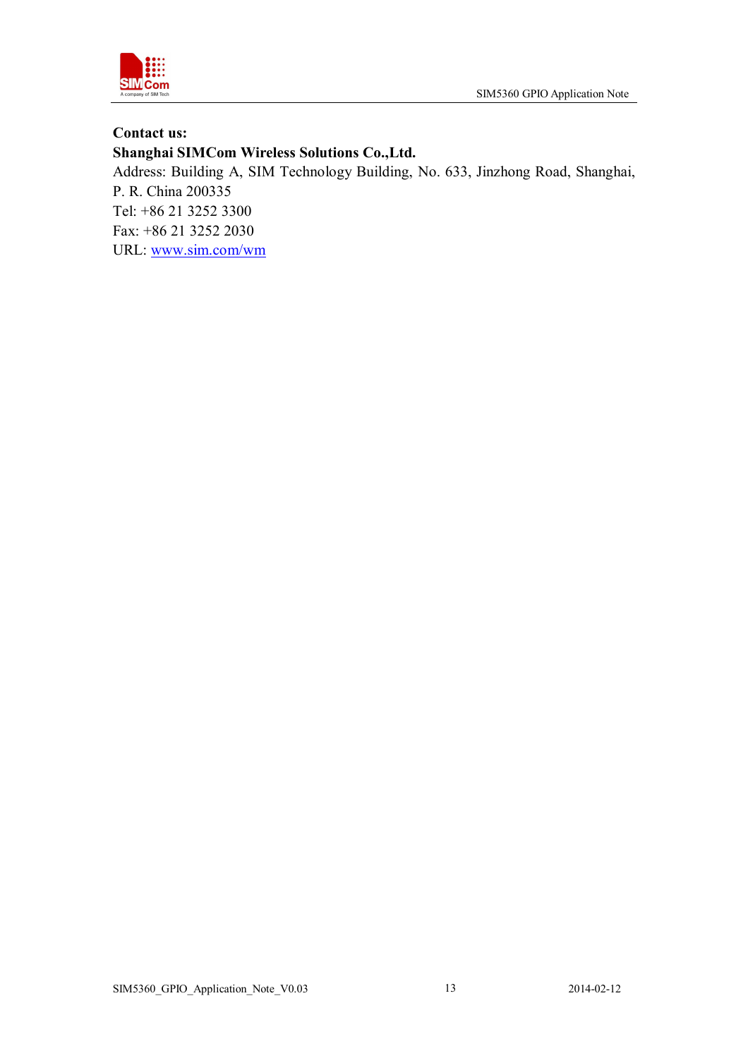**Contact us:**

**Shanghai SIMCom Wireless Solutions Co.,Ltd.**

Address: Building A, SIM Technology Building, No. 633, Jinzhong Road, Shanghai, P. R. China 200335

Tel: +86 21 3252 3300

Fax: +86 21 3252 2030

URL: www.sim.com/wm